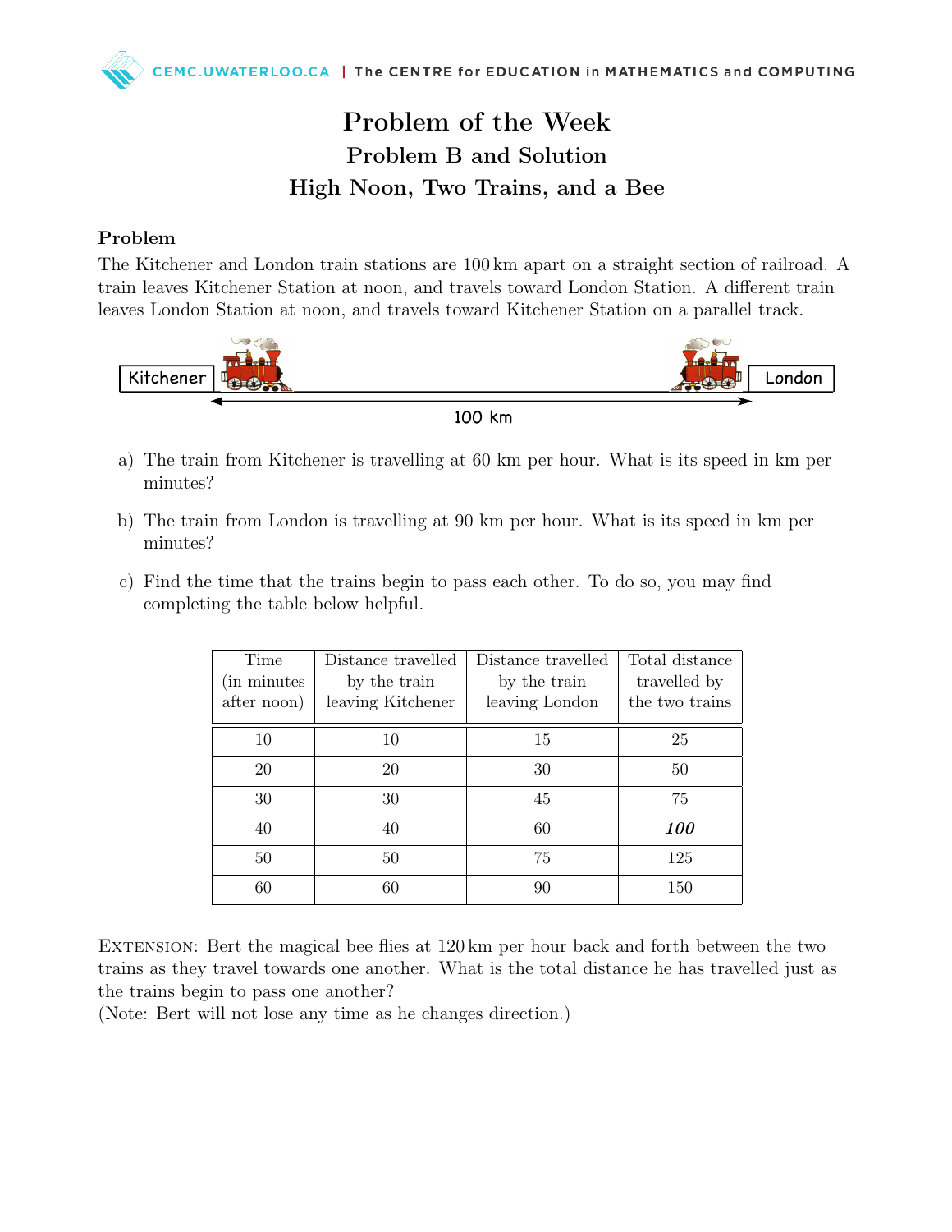# Problem of the Week

## Problem B and Solution

## High Noon, Two Trains, and a Bee

### Problem

The Kitchener and London train stations are 100 km apart on a straight section of railroad. A train leaves Kitchener Station at noon, and travels toward London Station. A different train leaves London Station at noon, and travels toward Kitchener Station on a parallel track.

Kitchener — 100 km — London

a) The train from Kitchener is travelling at 60 km per hour. What is its speed in km per minutes?

b) The train from London is travelling at 90 km per hour. What is its speed in km per minutes?

c) Find the time that the trains begin to pass each other. To do so, you may find completing the table below helpful.

| Time (in minutes after noon) | Distance travelled by the train leaving Kitchener | Distance travelled by the train leaving London | Total distance travelled by the two trains |
|---|---|---|---|
| 10 | 10 | 15 | 25 |
| 20 | 20 | 30 | 50 |
| 30 | 30 | 45 | 75 |
| 40 | 40 | 60 | ***100*** |
| 50 | 50 | 75 | 125 |
| 60 | 60 | 90 | 150 |

Extension: Bert the magical bee flies at 120 km per hour back and forth between the two trains as they travel towards one another. What is the total distance he has travelled just as the trains begin to pass one another?
(Note: Bert will not lose any time as he changes direction.)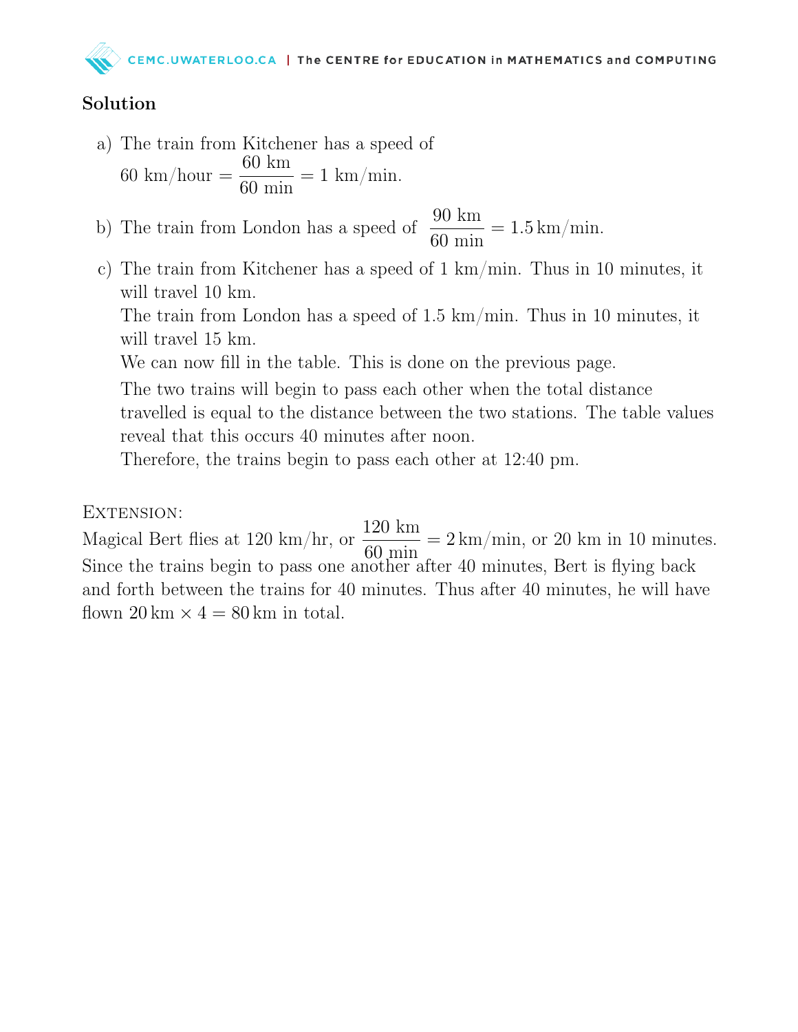**Solution**

a) The train from Kitchener has a speed of
$60 \text{ km/hour} = \dfrac{60 \text{ km}}{60 \text{ min}} = 1 \text{ km/min}$.

b) The train from London has a speed of $\dfrac{90 \text{ km}}{60 \text{ min}} = 1.5 \,\text{km/min}$.

c) The train from Kitchener has a speed of 1 km/min. Thus in 10 minutes, it will travel 10 km.
The train from London has a speed of 1.5 km/min. Thus in 10 minutes, it will travel 15 km.
We can now fill in the table. This is done on the previous page.
The two trains will begin to pass each other when the total distance travelled is equal to the distance between the two stations. The table values reveal that this occurs 40 minutes after noon.
Therefore, the trains begin to pass each other at 12:40 pm.

Extension:
Magical Bert flies at 120 km/hr, or $\dfrac{120 \text{ km}}{60 \text{ min}} = 2 \,\text{km/min}$, or 20 km in 10 minutes. Since the trains begin to pass one another after 40 minutes, Bert is flying back and forth between the trains for 40 minutes. Thus after 40 minutes, he will have flown $20 \,\text{km} \times 4 = 80 \,\text{km}$ in total.